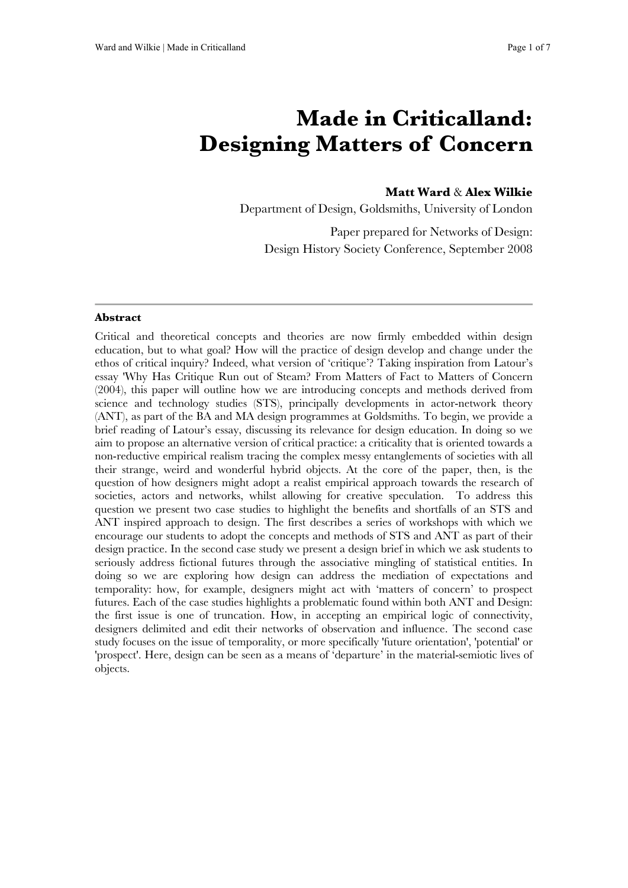# Made in Criticalland: Designing Matters of Concern

**Matt Ward** & **Alex Wilkie**

Department of Design, Goldsmiths, University of London

Paper prepared for Networks of Design: Design History Society Conference, September 2008

---

**Abstract**

Critical and theoretical concepts and theories are now firmly embedded within design education, but to what goal? How will the practice of design develop and change under the ethos of critical inquiry? Indeed, what version of 'critique'? Taking inspiration from Latour's essay 'Why Has Critique Run out of Steam? From Matters of Fact to Matters of Concern (2004), this paper will outline how we are introducing concepts and methods derived from science and technology studies (STS), principally developments in actor-network theory (ANT), as part of the BA and MA design programmes at Goldsmiths. To begin, we provide a brief reading of Latour's essay, discussing its relevance for design education. In doing so we aim to propose an alternative version of critical practice: a criticality that is oriented towards a non-reductive empirical realism tracing the complex messy entanglements of societies with all their strange, weird and wonderful hybrid objects. At the core of the paper, then, is the question of how designers might adopt a realist empirical approach towards the research of societies, actors and networks, whilst allowing for creative speculation. To address this question we present two case studies to highlight the benefits and shortfalls of an STS and ANT inspired approach to design. The first describes a series of workshops with which we encourage our students to adopt the concepts and methods of STS and ANT as part of their design practice. In the second case study we present a design brief in which we ask students to seriously address fictional futures through the associative mingling of statistical entities. In doing so we are exploring how design can address the mediation of expectations and temporality: how, for example, designers might act with 'matters of concern' to prospect futures. Each of the case studies highlights a problematic found within both ANT and Design: the first issue is one of truncation. How, in accepting an empirical logic of connectivity, designers delimited and edit their networks of observation and influence. The second case study focuses on the issue of temporality, or more specifically 'future orientation', 'potential' or 'prospect'. Here, design can be seen as a means of 'departure' in the material-semiotic lives of objects.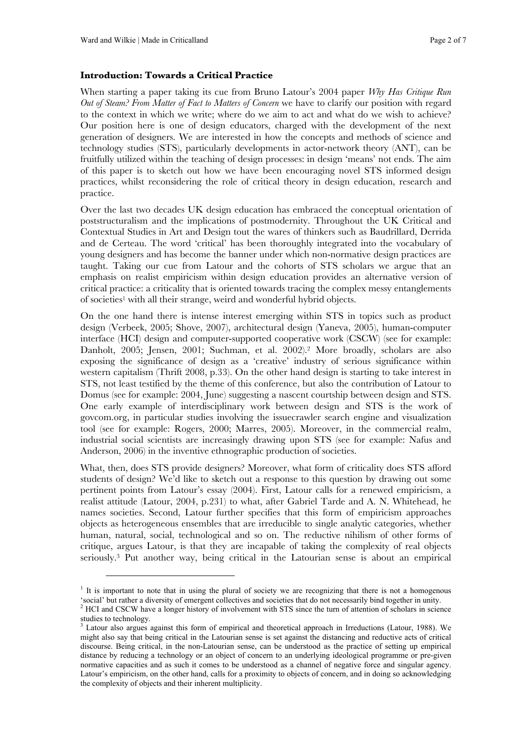### **Introduction: Towards a Critical Practice**

When starting a paper taking its cue from Bruno Latour's 2004 paper *Why Has Critique Run Out of Steam? From Matter of Fact to Matters of Concern* we have to clarify our position with regard to the context in which we write; where do we aim to act and what do we wish to achieve? Our position here is one of design educators, charged with the development of the next generation of designers. We are interested in how the concepts and methods of science and technology studies (STS), particularly developments in actor-network theory (ANT), can be fruitfully utilized within the teaching of design processes: in design 'means' not ends. The aim of this paper is to sketch out how we have been encouraging novel STS informed design practices, whilst reconsidering the role of critical theory in design education, research and practice.

Over the last two decades UK design education has embraced the conceptual orientation of poststructuralism and the implications of postmodernity. Throughout the UK Critical and Contextual Studies in Art and Design tout the wares of thinkers such as Baudrillard, Derrida and de Certeau. The word 'critical' has been thoroughly integrated into the vocabulary of young designers and has become the banner under which non-normative design practices are taught. Taking our cue from Latour and the cohorts of STS scholars we argue that an emphasis on realist empiricism within design education provides an alternative version of critical practice: a criticality that is oriented towards tracing the complex messy entanglements of societies[1] with all their strange, weird and wonderful hybrid objects.

On the one hand there is intense interest emerging within STS in topics such as product design (Verbeek, 2005; Shove, 2007), architectural design (Yaneva, 2005), human-computer interface (HCI) design and computer-supported cooperative work (CSCW) (see for example: Danholt, 2005; Jensen, 2001; Suchman, et al. 2002).[2] More broadly, scholars are also exposing the significance of design as a 'creative' industry of serious significance within western capitalism (Thrift 2008, p.33). On the other hand design is starting to take interest in STS, not least testified by the theme of this conference, but also the contribution of Latour to Domus (see for example: 2004, June) suggesting a nascent courtship between design and STS. One early example of interdisciplinary work between design and STS is the work of govcom.org, in particular studies involving the issuecrawler search engine and visualization tool (see for example: Rogers, 2000; Marres, 2005). Moreover, in the commercial realm, industrial social scientists are increasingly drawing upon STS (see for example: Nafus and Anderson, 2006) in the inventive ethnographic production of societies.

What, then, does STS provide designers? Moreover, what form of criticality does STS afford students of design? We'd like to sketch out a response to this question by drawing out some pertinent points from Latour's essay (2004). First, Latour calls for a renewed empiricism, a realist attitude (Latour, 2004, p.231) to what, after Gabriel Tarde and A. N. Whitehead, he names societies. Second, Latour further specifies that this form of empiricism approaches objects as heterogeneous ensembles that are irreducible to single analytic categories, whether human, natural, social, technological and so on. The reductive nihilism of other forms of critique, argues Latour, is that they are incapable of taking the complexity of real objects seriously.[3] Put another way, being critical in the Latourian sense is about an empirical

---

[1] It is important to note that in using the plural of society we are recognizing that there is not a homogenous 'social' but rather a diversity of emergent collectives and societies that do not necessarily bind together in unity.

[2] HCI and CSCW have a longer history of involvement with STS since the turn of attention of scholars in science studies to technology.

[3] Latour also argues against this form of empirical and theoretical approach in Irreductions (Latour, 1988). We might also say that being critical in the Latourian sense is set against the distancing and reductive acts of critical discourse. Being critical, in the non-Latourian sense, can be understood as the practice of setting up empirical distance by reducing a technology or an object of concern to an underlying ideological programme or pre-given normative capacities and as such it comes to be understood as a channel of negative force and singular agency. Latour's empiricism, on the other hand, calls for a proximity to objects of concern, and in doing so acknowledging the complexity of objects and their inherent multiplicity.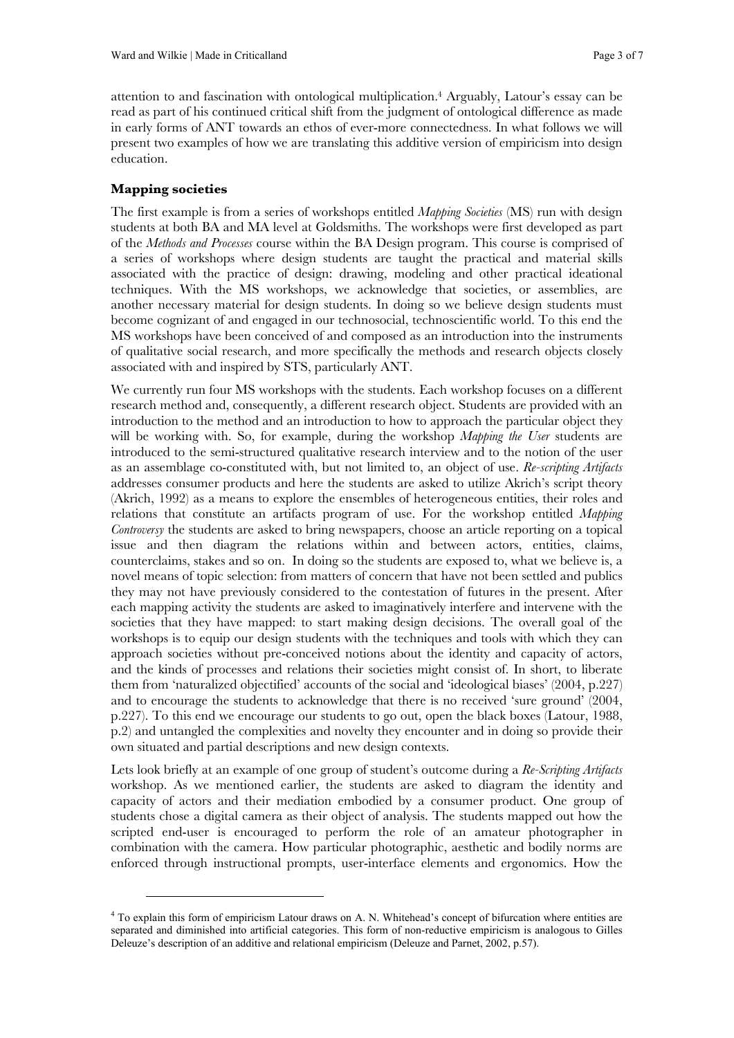attention to and fascination with ontological multiplication.[4] Arguably, Latour's essay can be read as part of his continued critical shift from the judgment of ontological difference as made in early forms of ANT towards an ethos of ever-more connectedness. In what follows we will present two examples of how we are translating this additive version of empiricism into design education.

## Mapping societies

The first example is from a series of workshops entitled *Mapping Societies* (MS) run with design students at both BA and MA level at Goldsmiths. The workshops were first developed as part of the *Methods and Processes* course within the BA Design program. This course is comprised of a series of workshops where design students are taught the practical and material skills associated with the practice of design: drawing, modeling and other practical ideational techniques. With the MS workshops, we acknowledge that societies, or assemblies, are another necessary material for design students. In doing so we believe design students must become cognizant of and engaged in our technosocial, technoscientific world. To this end the MS workshops have been conceived of and composed as an introduction into the instruments of qualitative social research, and more specifically the methods and research objects closely associated with and inspired by STS, particularly ANT.

We currently run four MS workshops with the students. Each workshop focuses on a different research method and, consequently, a different research object. Students are provided with an introduction to the method and an introduction to how to approach the particular object they will be working with. So, for example, during the workshop *Mapping the User* students are introduced to the semi-structured qualitative research interview and to the notion of the user as an assemblage co-constituted with, but not limited to, an object of use. *Re-scripting Artifacts* addresses consumer products and here the students are asked to utilize Akrich's script theory (Akrich, 1992) as a means to explore the ensembles of heterogeneous entities, their roles and relations that constitute an artifacts program of use. For the workshop entitled *Mapping Controversy* the students are asked to bring newspapers, choose an article reporting on a topical issue and then diagram the relations within and between actors, entities, claims, counterclaims, stakes and so on. In doing so the students are exposed to, what we believe is, a novel means of topic selection: from matters of concern that have not been settled and publics they may not have previously considered to the contestation of futures in the present. After each mapping activity the students are asked to imaginatively interfere and intervene with the societies that they have mapped: to start making design decisions. The overall goal of the workshops is to equip our design students with the techniques and tools with which they can approach societies without pre-conceived notions about the identity and capacity of actors, and the kinds of processes and relations their societies might consist of. In short, to liberate them from 'naturalized objectified' accounts of the social and 'ideological biases' (2004, p.227) and to encourage the students to acknowledge that there is no received 'sure ground' (2004, p.227). To this end we encourage our students to go out, open the black boxes (Latour, 1988, p.2) and untangled the complexities and novelty they encounter and in doing so provide their own situated and partial descriptions and new design contexts.

Lets look briefly at an example of one group of student's outcome during a *Re-Scripting Artifacts* workshop. As we mentioned earlier, the students are asked to diagram the identity and capacity of actors and their mediation embodied by a consumer product. One group of students chose a digital camera as their object of analysis. The students mapped out how the scripted end-user is encouraged to perform the role of an amateur photographer in combination with the camera. How particular photographic, aesthetic and bodily norms are enforced through instructional prompts, user-interface elements and ergonomics. How the

---

[4] To explain this form of empiricism Latour draws on A. N. Whitehead's concept of bifurcation where entities are separated and diminished into artificial categories. This form of non-reductive empiricism is analogous to Gilles Deleuze's description of an additive and relational empiricism (Deleuze and Parnet, 2002, p.57).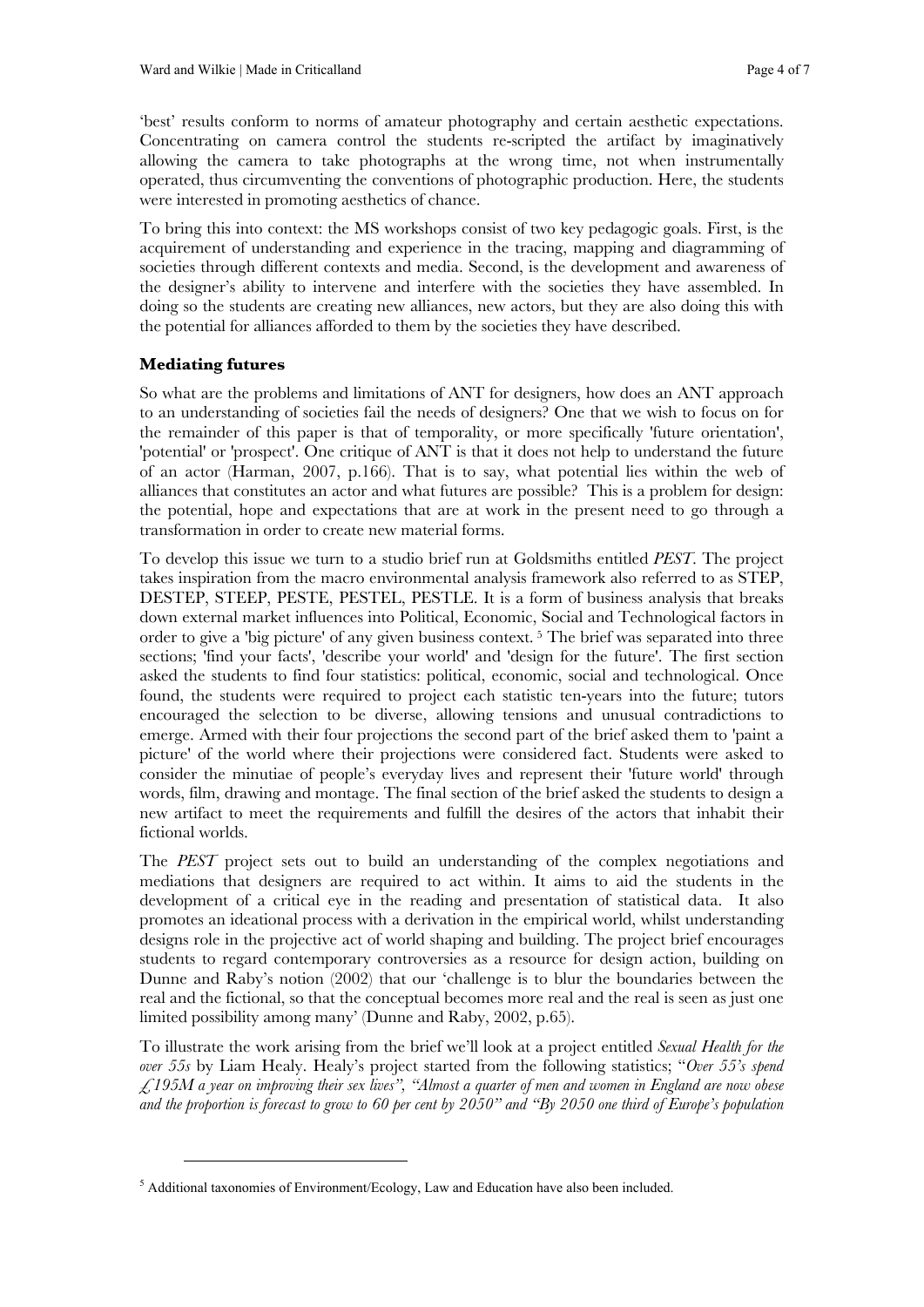'best' results conform to norms of amateur photography and certain aesthetic expectations. Concentrating on camera control the students re-scripted the artifact by imaginatively allowing the camera to take photographs at the wrong time, not when instrumentally operated, thus circumventing the conventions of photographic production. Here, the students were interested in promoting aesthetics of chance.

To bring this into context: the MS workshops consist of two key pedagogic goals. First, is the acquirement of understanding and experience in the tracing, mapping and diagramming of societies through different contexts and media. Second, is the development and awareness of the designer's ability to intervene and interfere with the societies they have assembled. In doing so the students are creating new alliances, new actors, but they are also doing this with the potential for alliances afforded to them by the societies they have described.

## Mediating futures

So what are the problems and limitations of ANT for designers, how does an ANT approach to an understanding of societies fail the needs of designers? One that we wish to focus on for the remainder of this paper is that of temporality, or more specifically 'future orientation', 'potential' or 'prospect'. One critique of ANT is that it does not help to understand the future of an actor (Harman, 2007, p.166). That is to say, what potential lies within the web of alliances that constitutes an actor and what futures are possible? This is a problem for design: the potential, hope and expectations that are at work in the present need to go through a transformation in order to create new material forms.

To develop this issue we turn to a studio brief run at Goldsmiths entitled *PEST*. The project takes inspiration from the macro environmental analysis framework also referred to as STEP, DESTEP, STEEP, PESTE, PESTEL, PESTLE. It is a form of business analysis that breaks down external market influences into Political, Economic, Social and Technological factors in order to give a 'big picture' of any given business context. [5] The brief was separated into three sections; 'find your facts', 'describe your world' and 'design for the future'. The first section asked the students to find four statistics: political, economic, social and technological. Once found, the students were required to project each statistic ten-years into the future; tutors encouraged the selection to be diverse, allowing tensions and unusual contradictions to emerge. Armed with their four projections the second part of the brief asked them to 'paint a picture' of the world where their projections were considered fact. Students were asked to consider the minutiae of people's everyday lives and represent their 'future world' through words, film, drawing and montage. The final section of the brief asked the students to design a new artifact to meet the requirements and fulfill the desires of the actors that inhabit their fictional worlds.

The *PEST* project sets out to build an understanding of the complex negotiations and mediations that designers are required to act within. It aims to aid the students in the development of a critical eye in the reading and presentation of statistical data. It also promotes an ideational process with a derivation in the empirical world, whilst understanding designs role in the projective act of world shaping and building. The project brief encourages students to regard contemporary controversies as a resource for design action, building on Dunne and Raby's notion (2002) that our 'challenge is to blur the boundaries between the real and the fictional, so that the conceptual becomes more real and the real is seen as just one limited possibility among many' (Dunne and Raby, 2002, p.65).

To illustrate the work arising from the brief we'll look at a project entitled *Sexual Health for the over 55s* by Liam Healy. Healy's project started from the following statistics; "*Over 55's spend £195M a year on improving their sex lives", "Almost a quarter of men and women in England are now obese and the proportion is forecast to grow to 60 per cent by 2050"* and *"By 2050 one third of Europe's population*

---

[5] Additional taxonomies of Environment/Ecology, Law and Education have also been included.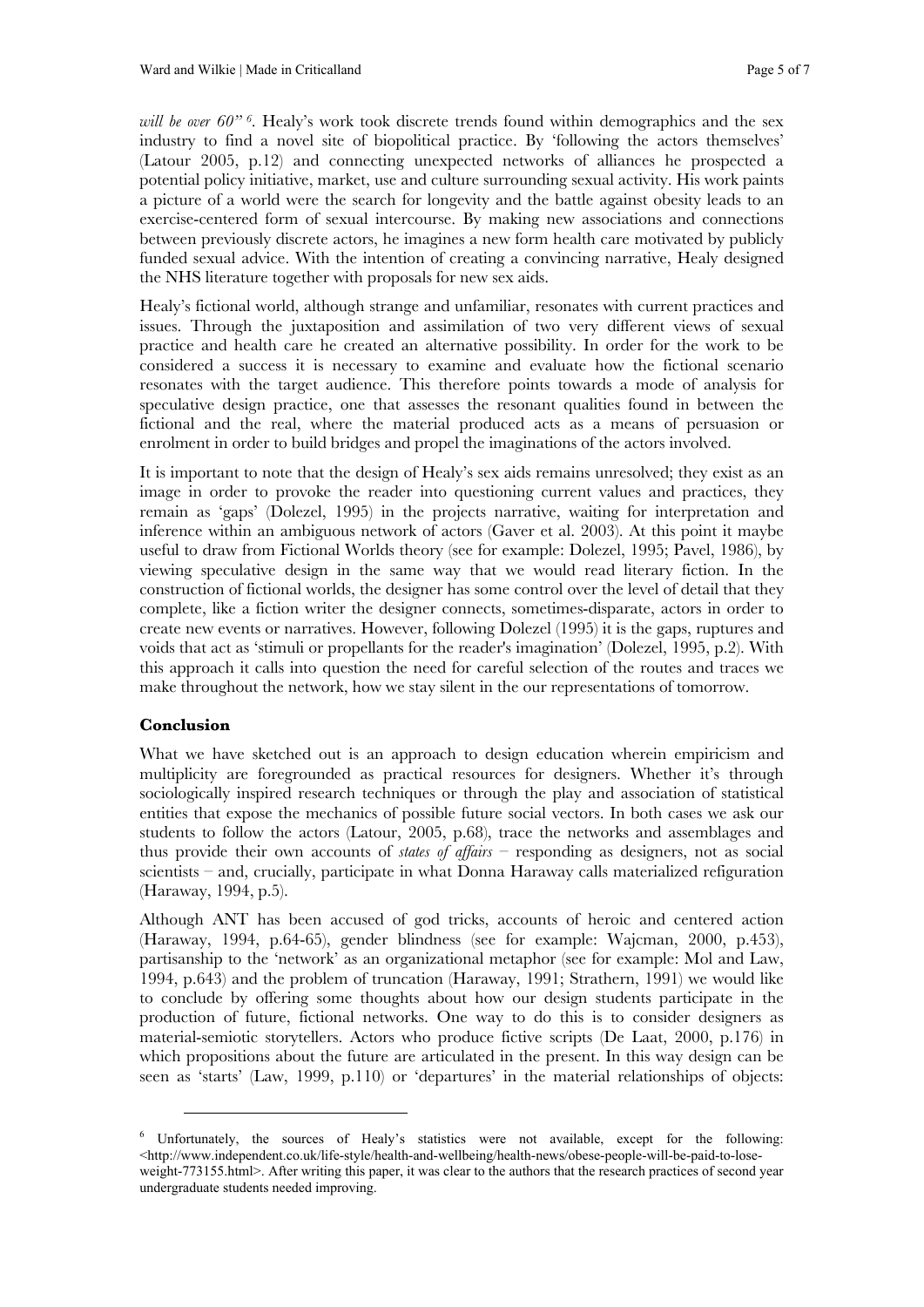*will be over 60"* [6]. Healy's work took discrete trends found within demographics and the sex industry to find a novel site of biopolitical practice. By 'following the actors themselves' (Latour 2005, p.12) and connecting unexpected networks of alliances he prospected a potential policy initiative, market, use and culture surrounding sexual activity. His work paints a picture of a world were the search for longevity and the battle against obesity leads to an exercise-centered form of sexual intercourse. By making new associations and connections between previously discrete actors, he imagines a new form health care motivated by publicly funded sexual advice. With the intention of creating a convincing narrative, Healy designed the NHS literature together with proposals for new sex aids.

Healy's fictional world, although strange and unfamiliar, resonates with current practices and issues. Through the juxtaposition and assimilation of two very different views of sexual practice and health care he created an alternative possibility. In order for the work to be considered a success it is necessary to examine and evaluate how the fictional scenario resonates with the target audience. This therefore points towards a mode of analysis for speculative design practice, one that assesses the resonant qualities found in between the fictional and the real, where the material produced acts as a means of persuasion or enrolment in order to build bridges and propel the imaginations of the actors involved.

It is important to note that the design of Healy's sex aids remains unresolved; they exist as an image in order to provoke the reader into questioning current values and practices, they remain as 'gaps' (Dolezel, 1995) in the projects narrative, waiting for interpretation and inference within an ambiguous network of actors (Gaver et al. 2003). At this point it maybe useful to draw from Fictional Worlds theory (see for example: Dolezel, 1995; Pavel, 1986), by viewing speculative design in the same way that we would read literary fiction. In the construction of fictional worlds, the designer has some control over the level of detail that they complete, like a fiction writer the designer connects, sometimes-disparate, actors in order to create new events or narratives. However, following Dolezel (1995) it is the gaps, ruptures and voids that act as 'stimuli or propellants for the reader's imagination' (Dolezel, 1995, p.2). With this approach it calls into question the need for careful selection of the routes and traces we make throughout the network, how we stay silent in the our representations of tomorrow.

## Conclusion

What we have sketched out is an approach to design education wherein empiricism and multiplicity are foregrounded as practical resources for designers. Whether it's through sociologically inspired research techniques or through the play and association of statistical entities that expose the mechanics of possible future social vectors. In both cases we ask our students to follow the actors (Latour, 2005, p.68), trace the networks and assemblages and thus provide their own accounts of *states of affairs* – responding as designers, not as social scientists – and, crucially, participate in what Donna Haraway calls materialized refiguration (Haraway, 1994, p.5).

Although ANT has been accused of god tricks, accounts of heroic and centered action (Haraway, 1994, p.64-65), gender blindness (see for example: Wajcman, 2000, p.453), partisanship to the 'network' as an organizational metaphor (see for example: Mol and Law, 1994, p.643) and the problem of truncation (Haraway, 1991; Strathern, 1991) we would like to conclude by offering some thoughts about how our design students participate in the production of future, fictional networks. One way to do this is to consider designers as material-semiotic storytellers. Actors who produce fictive scripts (De Laat, 2000, p.176) in which propositions about the future are articulated in the present. In this way design can be seen as 'starts' (Law, 1999, p.110) or 'departures' in the material relationships of objects:

---

[6] Unfortunately, the sources of Healy's statistics were not available, except for the following: <http://www.independent.co.uk/life-style/health-and-wellbeing/health-news/obese-people-will-be-paid-to-lose-weight-773155.html>. After writing this paper, it was clear to the authors that the research practices of second year undergraduate students needed improving.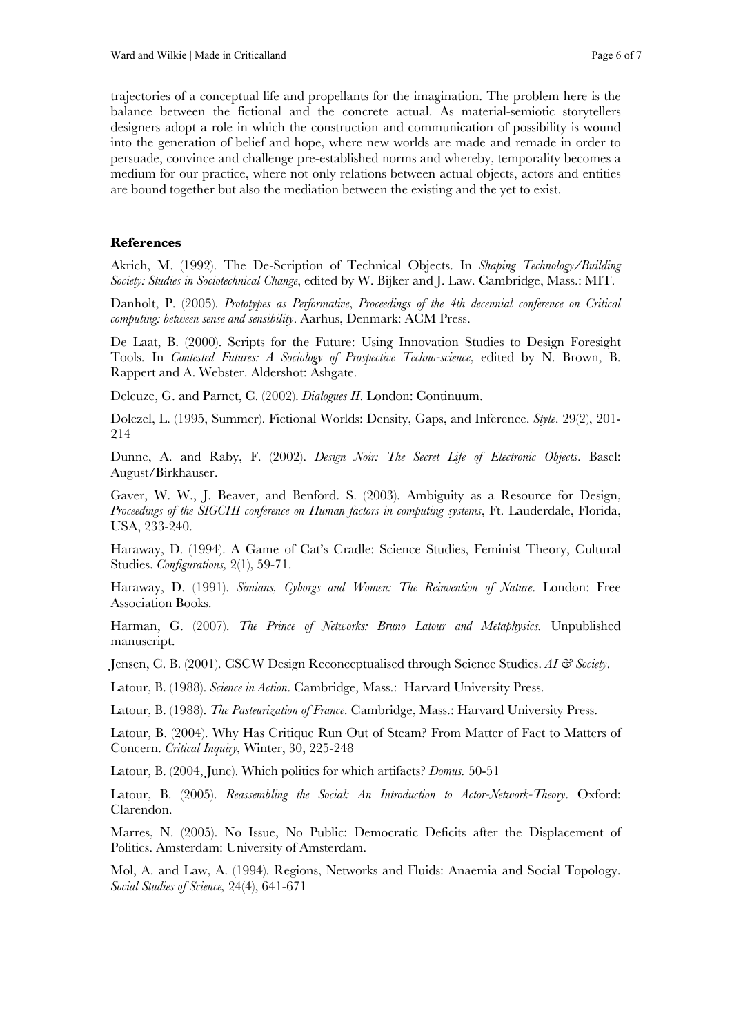trajectories of a conceptual life and propellants for the imagination. The problem here is the balance between the fictional and the concrete actual. As material-semiotic storytellers designers adopt a role in which the construction and communication of possibility is wound into the generation of belief and hope, where new worlds are made and remade in order to persuade, convince and challenge pre-established norms and whereby, temporality becomes a medium for our practice, where not only relations between actual objects, actors and entities are bound together but also the mediation between the existing and the yet to exist.

## References

Akrich, M. (1992). The De-Scription of Technical Objects. In *Shaping Technology/Building Society: Studies in Sociotechnical Change*, edited by W. Bijker and J. Law. Cambridge, Mass.: MIT.

Danholt, P. (2005). *Prototypes as Performative*, *Proceedings of the 4th decennial conference on Critical computing: between sense and sensibility*. Aarhus, Denmark: ACM Press.

De Laat, B. (2000). Scripts for the Future: Using Innovation Studies to Design Foresight Tools. In *Contested Futures: A Sociology of Prospective Techno-science*, edited by N. Brown, B. Rappert and A. Webster. Aldershot: Ashgate.

Deleuze, G. and Parnet, C. (2002). *Dialogues II*. London: Continuum.

Dolezel, L. (1995, Summer). Fictional Worlds: Density, Gaps, and Inference. *Style*. 29(2), 201-214

Dunne, A. and Raby, F. (2002). *Design Noir: The Secret Life of Electronic Objects*. Basel: August/Birkhauser.

Gaver, W. W., J. Beaver, and Benford. S. (2003). Ambiguity as a Resource for Design, *Proceedings of the SIGCHI conference on Human factors in computing systems*, Ft. Lauderdale, Florida, USA, 233-240.

Haraway, D. (1994). A Game of Cat's Cradle: Science Studies, Feminist Theory, Cultural Studies. *Configurations,* 2(1), 59-71.

Haraway, D. (1991). *Simians, Cyborgs and Women: The Reinvention of Nature*. London: Free Association Books.

Harman, G. (2007). *The Prince of Networks: Bruno Latour and Metaphysics.* Unpublished manuscript.

Jensen, C. B. (2001). CSCW Design Reconceptualised through Science Studies. *AI & Society*.

Latour, B. (1988). *Science in Action*. Cambridge, Mass.: Harvard University Press.

Latour, B. (1988). *The Pasteurization of France*. Cambridge, Mass.: Harvard University Press.

Latour, B. (2004). Why Has Critique Run Out of Steam? From Matter of Fact to Matters of Concern. *Critical Inquiry,* Winter, 30, 225-248

Latour, B. (2004, June). Which politics for which artifacts? *Domus.* 50-51

Latour, B. (2005). *Reassembling the Social: An Introduction to Actor-Network-Theory*. Oxford: Clarendon.

Marres, N. (2005). No Issue, No Public: Democratic Deficits after the Displacement of Politics. Amsterdam: University of Amsterdam.

Mol, A. and Law, A. (1994). Regions, Networks and Fluids: Anaemia and Social Topology. *Social Studies of Science,* 24(4), 641-671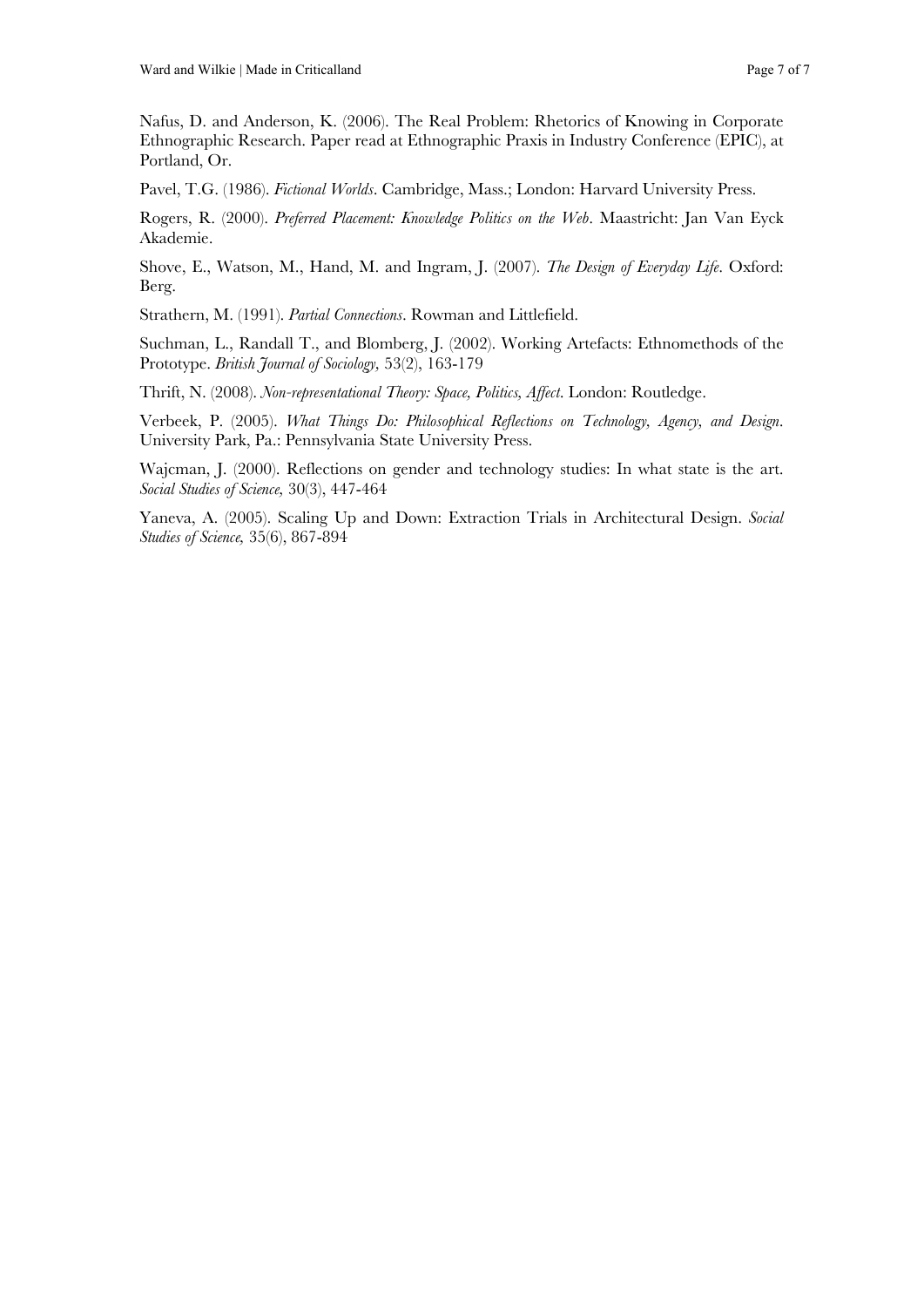Nafus, D. and Anderson, K. (2006). The Real Problem: Rhetorics of Knowing in Corporate Ethnographic Research. Paper read at Ethnographic Praxis in Industry Conference (EPIC), at Portland, Or.

Pavel, T.G. (1986). *Fictional Worlds*. Cambridge, Mass.; London: Harvard University Press.

Rogers, R. (2000). *Preferred Placement: Knowledge Politics on the Web*. Maastricht: Jan Van Eyck Akademie.

Shove, E., Watson, M., Hand, M. and Ingram, J. (2007). *The Design of Everyday Life*. Oxford: Berg.

Strathern, M. (1991). *Partial Connections*. Rowman and Littlefield.

Suchman, L., Randall T., and Blomberg, J. (2002). Working Artefacts: Ethnomethods of the Prototype. *British Journal of Sociology,* 53(2), 163-179

Thrift, N. (2008). *Non-representational Theory: Space, Politics, Affect*. London: Routledge.

Verbeek, P. (2005). *What Things Do: Philosophical Reflections on Technology, Agency, and Design*. University Park, Pa.: Pennsylvania State University Press.

Wajcman, J. (2000). Reflections on gender and technology studies: In what state is the art. *Social Studies of Science,* 30(3), 447-464

Yaneva, A. (2005). Scaling Up and Down: Extraction Trials in Architectural Design. *Social Studies of Science,* 35(6), 867-894